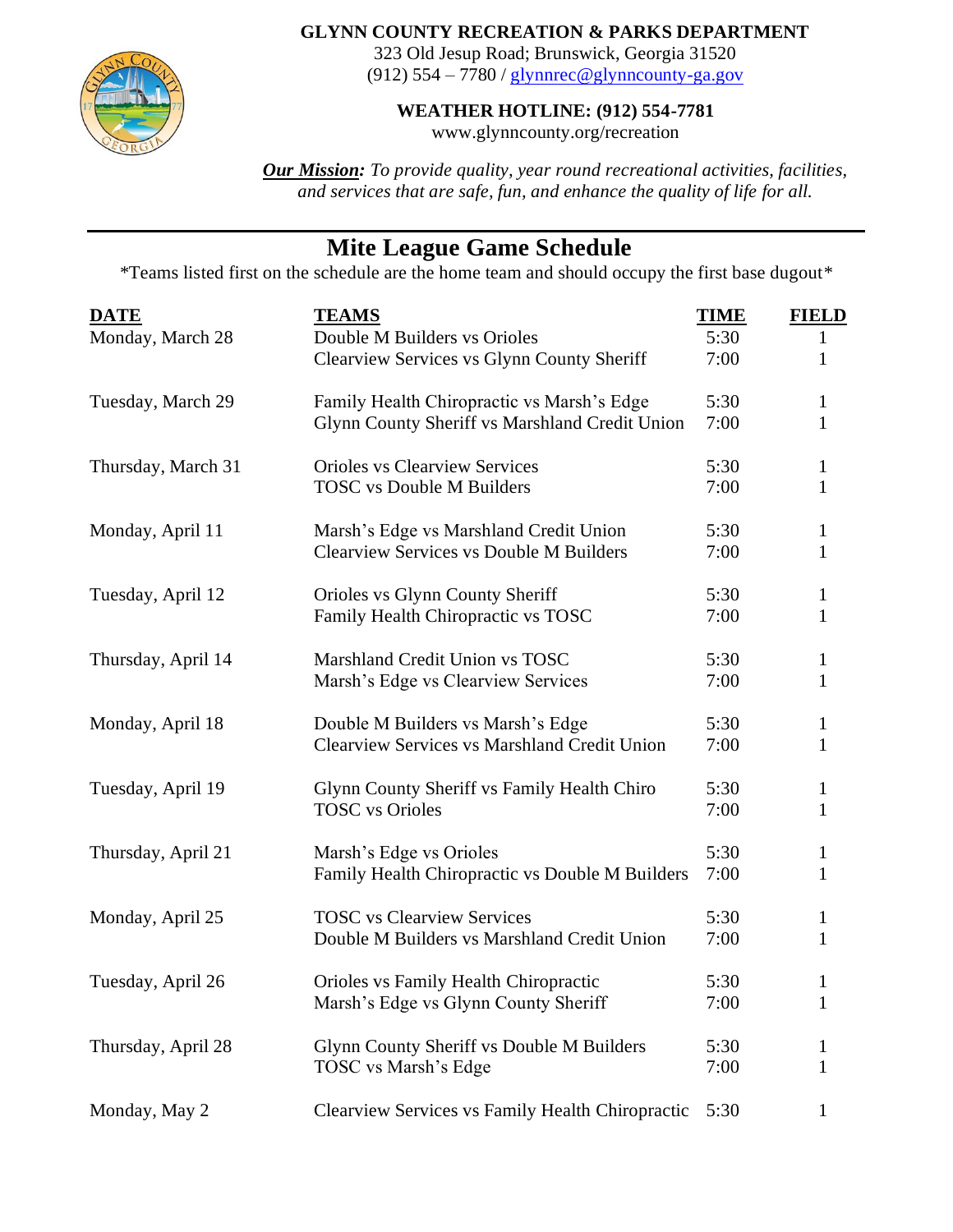**GLYNN COUNTY RECREATION & PARKS DEPARTMENT**
323 Old Jesup Road; Brunswick, Georgia 31520
(912) 554 – 7780 / glynnrec@glynncounty-ga.gov

**WEATHER HOTLINE: (912) 554-7781**
www.glynncounty.org/recreation

***Our Mission:*** *To provide quality, year round recreational activities, facilities, and services that are safe, fun, and enhance the quality of life for all.*

# Mite League Game Schedule

*Teams listed first on the schedule are the home team and should occupy the first base dugout*

| DATE | TEAMS | TIME | FIELD |
|---|---|---|---|
| Monday, March 28 | Double M Builders vs Orioles | 5:30 | 1 |
| | Clearview Services vs Glynn County Sheriff | 7:00 | 1 |
| Tuesday, March 29 | Family Health Chiropractic vs Marsh's Edge | 5:30 | 1 |
| | Glynn County Sheriff vs Marshland Credit Union | 7:00 | 1 |
| Thursday, March 31 | Orioles vs Clearview Services | 5:30 | 1 |
| | TOSC vs Double M Builders | 7:00 | 1 |
| Monday, April 11 | Marsh's Edge vs Marshland Credit Union | 5:30 | 1 |
| | Clearview Services vs Double M Builders | 7:00 | 1 |
| Tuesday, April 12 | Orioles vs Glynn County Sheriff | 5:30 | 1 |
| | Family Health Chiropractic vs TOSC | 7:00 | 1 |
| Thursday, April 14 | Marshland Credit Union vs TOSC | 5:30 | 1 |
| | Marsh's Edge vs Clearview Services | 7:00 | 1 |
| Monday, April 18 | Double M Builders vs Marsh's Edge | 5:30 | 1 |
| | Clearview Services vs Marshland Credit Union | 7:00 | 1 |
| Tuesday, April 19 | Glynn County Sheriff vs Family Health Chiro | 5:30 | 1 |
| | TOSC vs Orioles | 7:00 | 1 |
| Thursday, April 21 | Marsh's Edge vs Orioles | 5:30 | 1 |
| | Family Health Chiropractic vs Double M Builders | 7:00 | 1 |
| Monday, April 25 | TOSC vs Clearview Services | 5:30 | 1 |
| | Double M Builders vs Marshland Credit Union | 7:00 | 1 |
| Tuesday, April 26 | Orioles vs Family Health Chiropractic | 5:30 | 1 |
| | Marsh's Edge vs Glynn County Sheriff | 7:00 | 1 |
| Thursday, April 28 | Glynn County Sheriff vs Double M Builders | 5:30 | 1 |
| | TOSC vs Marsh's Edge | 7:00 | 1 |
| Monday, May 2 | Clearview Services vs Family Health Chiropractic | 5:30 | 1 |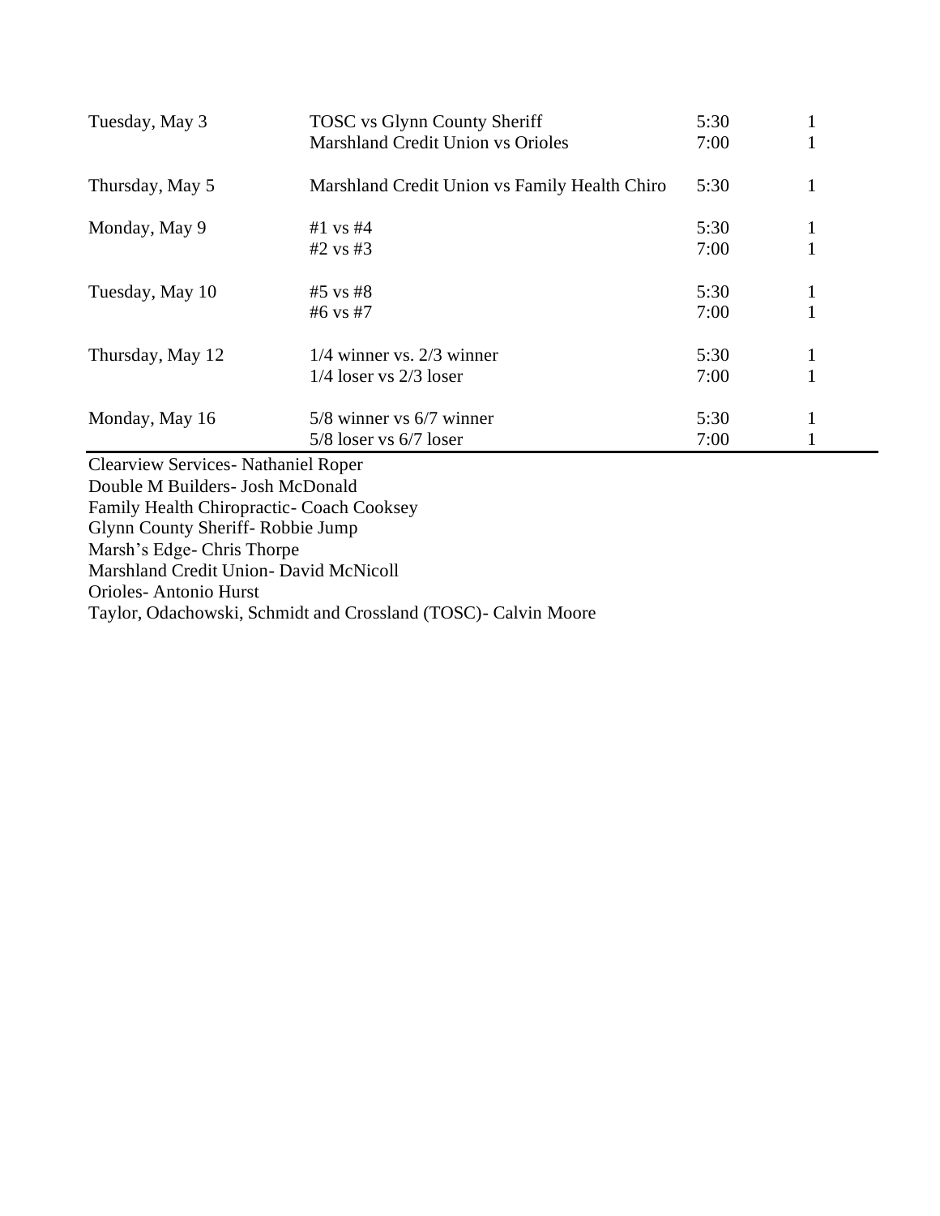| | | | |
|---|---|---|---|
| Tuesday, May 3 | TOSC vs Glynn County Sheriff | 5:30 | 1 |
| | Marshland Credit Union vs Orioles | 7:00 | 1 |
| Thursday, May 5 | Marshland Credit Union vs Family Health Chiro | 5:30 | 1 |
| Monday, May 9 | #1 vs #4 | 5:30 | 1 |
| | #2 vs #3 | 7:00 | 1 |
| Tuesday, May 10 | #5 vs #8 | 5:30 | 1 |
| | #6 vs #7 | 7:00 | 1 |
| Thursday, May 12 | 1/4 winner vs. 2/3 winner | 5:30 | 1 |
| | 1/4 loser vs 2/3 loser | 7:00 | 1 |
| Monday, May 16 | 5/8 winner vs 6/7 winner | 5:30 | 1 |
| | 5/8 loser vs 6/7 loser | 7:00 | 1 |

Clearview Services- Nathaniel Roper
Double M Builders- Josh McDonald
Family Health Chiropractic- Coach Cooksey
Glynn County Sheriff- Robbie Jump
Marsh's Edge- Chris Thorpe
Marshland Credit Union- David McNicoll
Orioles- Antonio Hurst
Taylor, Odachowski, Schmidt and Crossland (TOSC)- Calvin Moore